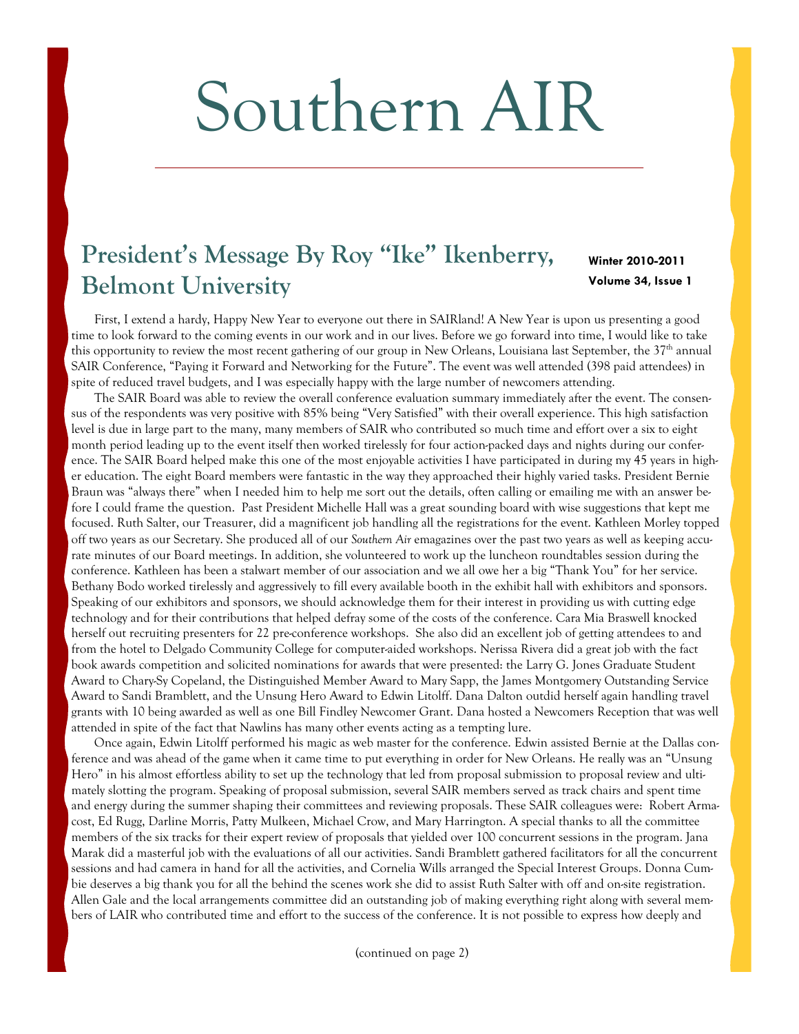# Southern AIR

## President's Message By Roy "Ike" Ikenberry, Belmont University

**Winter 2010-2011**
**Volume 34, Issue 1**

First, I extend a hardy, Happy New Year to everyone out there in SAIRland! A New Year is upon us presenting a good time to look forward to the coming events in our work and in our lives. Before we go forward into time, I would like to take this opportunity to review the most recent gathering of our group in New Orleans, Louisiana last September, the 37th annual SAIR Conference, "Paying it Forward and Networking for the Future". The event was well attended (398 paid attendees) in spite of reduced travel budgets, and I was especially happy with the large number of newcomers attending.

The SAIR Board was able to review the overall conference evaluation summary immediately after the event. The consensus of the respondents was very positive with 85% being "Very Satisfied" with their overall experience. This high satisfaction level is due in large part to the many, many members of SAIR who contributed so much time and effort over a six to eight month period leading up to the event itself then worked tirelessly for four action-packed days and nights during our conference. The SAIR Board helped make this one of the most enjoyable activities I have participated in during my 45 years in higher education. The eight Board members were fantastic in the way they approached their highly varied tasks. President Bernie Braun was "always there" when I needed him to help me sort out the details, often calling or emailing me with an answer before I could frame the question. Past President Michelle Hall was a great sounding board with wise suggestions that kept me focused. Ruth Salter, our Treasurer, did a magnificent job handling all the registrations for the event. Kathleen Morley topped off two years as our Secretary. She produced all of our *Southern Air* emagazines over the past two years as well as keeping accurate minutes of our Board meetings. In addition, she volunteered to work up the luncheon roundtables session during the conference. Kathleen has been a stalwart member of our association and we all owe her a big "Thank You" for her service. Bethany Bodo worked tirelessly and aggressively to fill every available booth in the exhibit hall with exhibitors and sponsors. Speaking of our exhibitors and sponsors, we should acknowledge them for their interest in providing us with cutting edge technology and for their contributions that helped defray some of the costs of the conference. Cara Mia Braswell knocked herself out recruiting presenters for 22 pre-conference workshops. She also did an excellent job of getting attendees to and from the hotel to Delgado Community College for computer-aided workshops. Nerissa Rivera did a great job with the fact book awards competition and solicited nominations for awards that were presented: the Larry G. Jones Graduate Student Award to Chary-Sy Copeland, the Distinguished Member Award to Mary Sapp, the James Montgomery Outstanding Service Award to Sandi Bramblett, and the Unsung Hero Award to Edwin Litolff. Dana Dalton outdid herself again handling travel grants with 10 being awarded as well as one Bill Findley Newcomer Grant. Dana hosted a Newcomers Reception that was well attended in spite of the fact that Nawlins has many other events acting as a tempting lure.

Once again, Edwin Litolff performed his magic as web master for the conference. Edwin assisted Bernie at the Dallas conference and was ahead of the game when it came time to put everything in order for New Orleans. He really was an "Unsung Hero" in his almost effortless ability to set up the technology that led from proposal submission to proposal review and ultimately slotting the program. Speaking of proposal submission, several SAIR members served as track chairs and spent time and energy during the summer shaping their committees and reviewing proposals. These SAIR colleagues were: Robert Armacost, Ed Rugg, Darline Morris, Patty Mulkeen, Michael Crow, and Mary Harrington. A special thanks to all the committee members of the six tracks for their expert review of proposals that yielded over 100 concurrent sessions in the program. Jana Marak did a masterful job with the evaluations of all our activities. Sandi Bramblett gathered facilitators for all the concurrent sessions and had camera in hand for all the activities, and Cornelia Wills arranged the Special Interest Groups. Donna Cumbie deserves a big thank you for all the behind the scenes work she did to assist Ruth Salter with off and on-site registration. Allen Gale and the local arrangements committee did an outstanding job of making everything right along with several members of LAIR who contributed time and effort to the success of the conference. It is not possible to express how deeply and

(continued on page 2)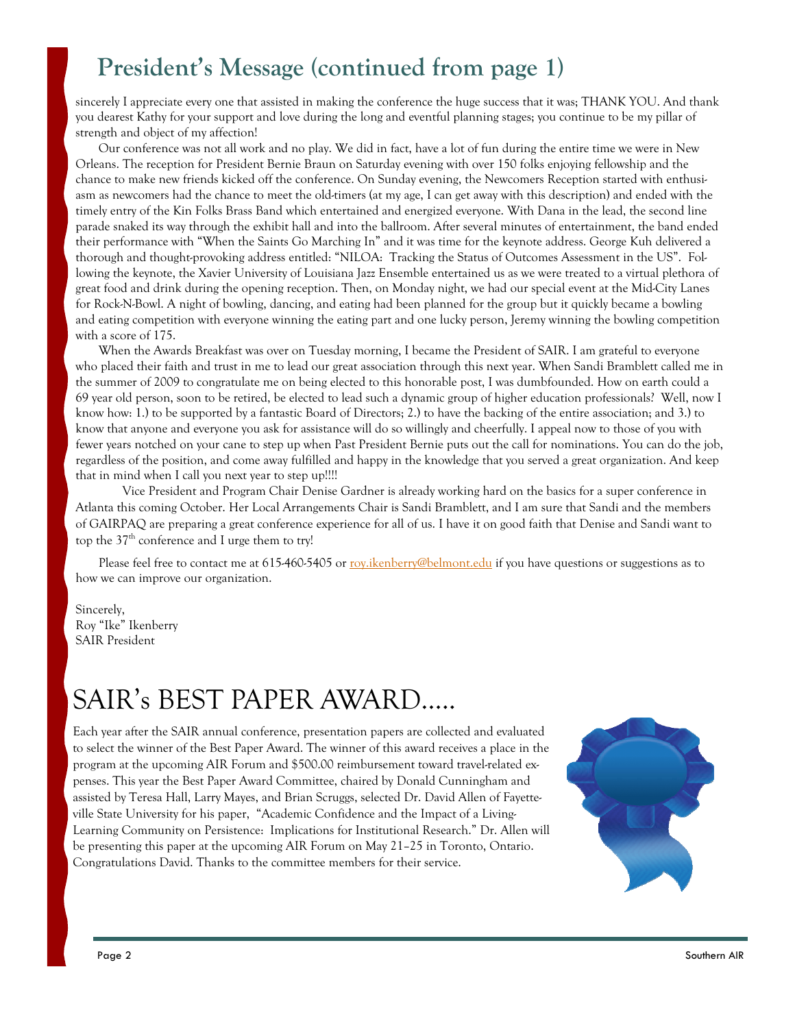## President's Message (continued from page 1)

sincerely I appreciate every one that assisted in making the conference the huge success that it was; THANK YOU. And thank you dearest Kathy for your support and love during the long and eventful planning stages; you continue to be my pillar of strength and object of my affection!

Our conference was not all work and no play. We did in fact, have a lot of fun during the entire time we were in New Orleans. The reception for President Bernie Braun on Saturday evening with over 150 folks enjoying fellowship and the chance to make new friends kicked off the conference. On Sunday evening, the Newcomers Reception started with enthusiasm as newcomers had the chance to meet the old-timers (at my age, I can get away with this description) and ended with the timely entry of the Kin Folks Brass Band which entertained and energized everyone. With Dana in the lead, the second line parade snaked its way through the exhibit hall and into the ballroom. After several minutes of entertainment, the band ended their performance with "When the Saints Go Marching In" and it was time for the keynote address. George Kuh delivered a thorough and thought-provoking address entitled: "NILOA: Tracking the Status of Outcomes Assessment in the US". Following the keynote, the Xavier University of Louisiana Jazz Ensemble entertained us as we were treated to a virtual plethora of great food and drink during the opening reception. Then, on Monday night, we had our special event at the Mid-City Lanes for Rock-N-Bowl. A night of bowling, dancing, and eating had been planned for the group but it quickly became a bowling and eating competition with everyone winning the eating part and one lucky person, Jeremy winning the bowling competition with a score of 175.

When the Awards Breakfast was over on Tuesday morning, I became the President of SAIR. I am grateful to everyone who placed their faith and trust in me to lead our great association through this next year. When Sandi Bramblett called me in the summer of 2009 to congratulate me on being elected to this honorable post, I was dumbfounded. How on earth could a 69 year old person, soon to be retired, be elected to lead such a dynamic group of higher education professionals? Well, now I know how: 1.) to be supported by a fantastic Board of Directors; 2.) to have the backing of the entire association; and 3.) to know that anyone and everyone you ask for assistance will do so willingly and cheerfully. I appeal now to those of you with fewer years notched on your cane to step up when Past President Bernie puts out the call for nominations. You can do the job, regardless of the position, and come away fulfilled and happy in the knowledge that you served a great organization. And keep that in mind when I call you next year to step up!!!!

Vice President and Program Chair Denise Gardner is already working hard on the basics for a super conference in Atlanta this coming October. Her Local Arrangements Chair is Sandi Bramblett, and I am sure that Sandi and the members of GAIRPAQ are preparing a great conference experience for all of us. I have it on good faith that Denise and Sandi want to top the 37th conference and I urge them to try!

Please feel free to contact me at 615-460-5405 or roy.ikenberry@belmont.edu if you have questions or suggestions as to how we can improve our organization.

Sincerely,
Roy "Ike" Ikenberry
SAIR President

# SAIR's BEST PAPER AWARD.....

Each year after the SAIR annual conference, presentation papers are collected and evaluated to select the winner of the Best Paper Award. The winner of this award receives a place in the program at the upcoming AIR Forum and $500.00 reimbursement toward travel-related expenses. This year the Best Paper Award Committee, chaired by Donald Cunningham and assisted by Teresa Hall, Larry Mayes, and Brian Scruggs, selected Dr. David Allen of Fayetteville State University for his paper, "Academic Confidence and the Impact of a Living-Learning Community on Persistence: Implications for Institutional Research." Dr. Allen will be presenting this paper at the upcoming AIR Forum on May 21–25 in Toronto, Ontario. Congratulations David. Thanks to the committee members for their service.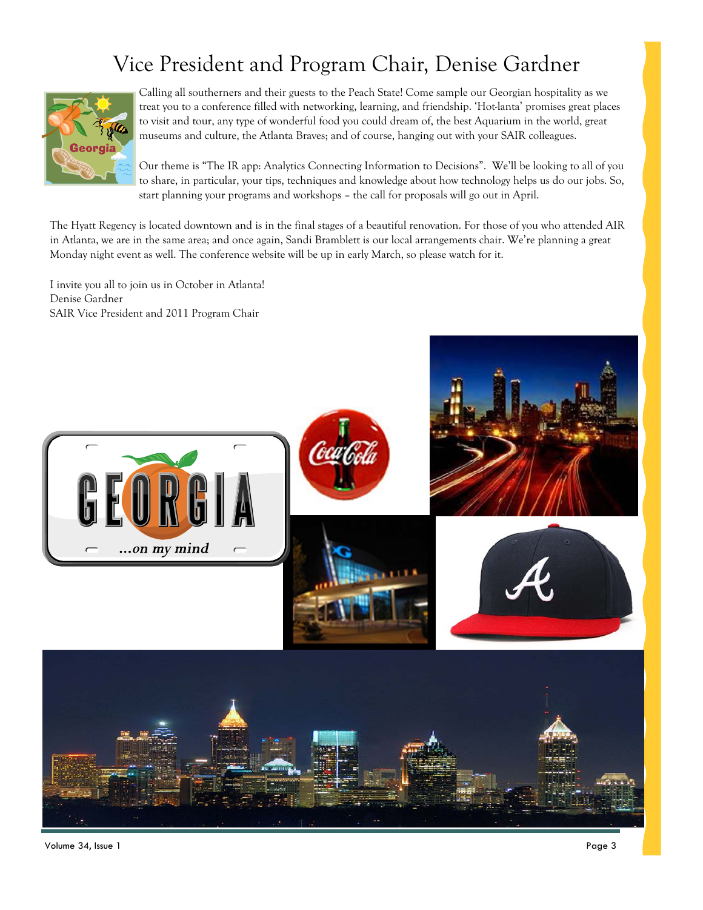# Vice President and Program Chair, Denise Gardner

Calling all southerners and their guests to the Peach State! Come sample our Georgian hospitality as we treat you to a conference filled with networking, learning, and friendship. 'Hot-lanta' promises great places to visit and tour, any type of wonderful food you could dream of, the best Aquarium in the world, great museums and culture, the Atlanta Braves; and of course, hanging out with your SAIR colleagues.

Our theme is "The IR app: Analytics Connecting Information to Decisions". We'll be looking to all of you to share, in particular, your tips, techniques and knowledge about how technology helps us do our jobs. So, start planning your programs and workshops – the call for proposals will go out in April.

The Hyatt Regency is located downtown and is in the final stages of a beautiful renovation. For those of you who attended AIR in Atlanta, we are in the same area; and once again, Sandi Bramblett is our local arrangements chair. We're planning a great Monday night event as well. The conference website will be up in early March, so please watch for it.

I invite you all to join us in October in Atlanta!
Denise Gardner
SAIR Vice President and 2011 Program Chair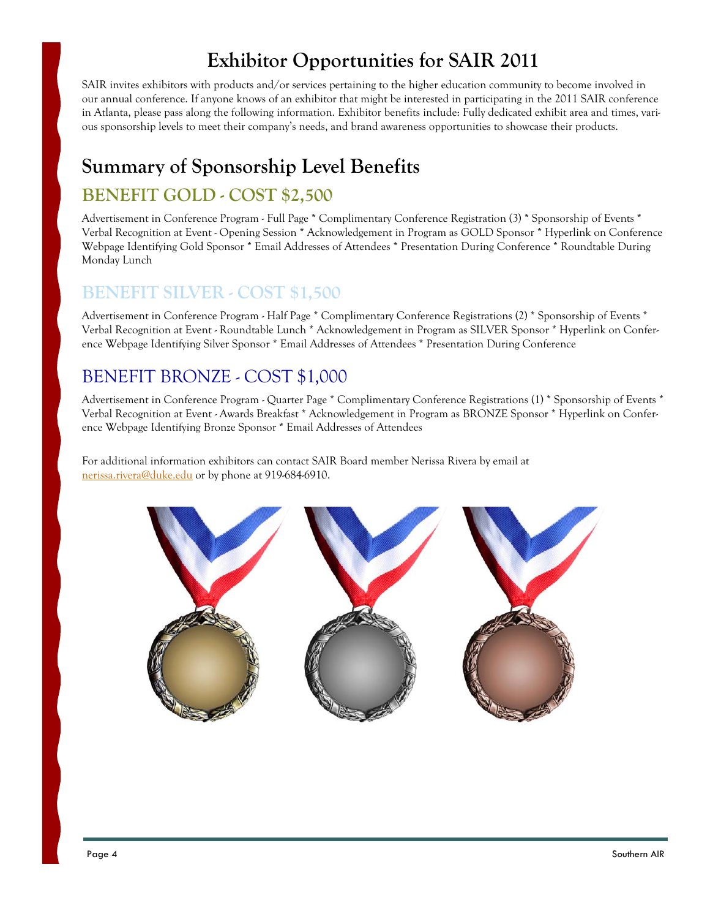# Exhibitor Opportunities for SAIR 2011

SAIR invites exhibitors with products and/or services pertaining to the higher education community to become involved in our annual conference. If anyone knows of an exhibitor that might be interested in participating in the 2011 SAIR conference in Atlanta, please pass along the following information. Exhibitor benefits include: Fully dedicated exhibit area and times, various sponsorship levels to meet their company's needs, and brand awareness opportunities to showcase their products.

## Summary of Sponsorship Level Benefits

### BENEFIT GOLD - COST $2,500

Advertisement in Conference Program - Full Page * Complimentary Conference Registration (3) * Sponsorship of Events * Verbal Recognition at Event - Opening Session * Acknowledgement in Program as GOLD Sponsor * Hyperlink on Conference Webpage Identifying Gold Sponsor * Email Addresses of Attendees * Presentation During Conference * Roundtable During Monday Lunch

### BENEFIT SILVER - COST $1,500

Advertisement in Conference Program - Half Page * Complimentary Conference Registrations (2) * Sponsorship of Events * Verbal Recognition at Event - Roundtable Lunch * Acknowledgement in Program as SILVER Sponsor * Hyperlink on Conference Webpage Identifying Silver Sponsor * Email Addresses of Attendees * Presentation During Conference

### BENEFIT BRONZE - COST $1,000

Advertisement in Conference Program - Quarter Page * Complimentary Conference Registrations (1) * Sponsorship of Events * Verbal Recognition at Event - Awards Breakfast * Acknowledgement in Program as BRONZE Sponsor * Hyperlink on Conference Webpage Identifying Bronze Sponsor * Email Addresses of Attendees

For additional information exhibitors can contact SAIR Board member Nerissa Rivera by email at nerissa.rivera@duke.edu or by phone at 919-684-6910.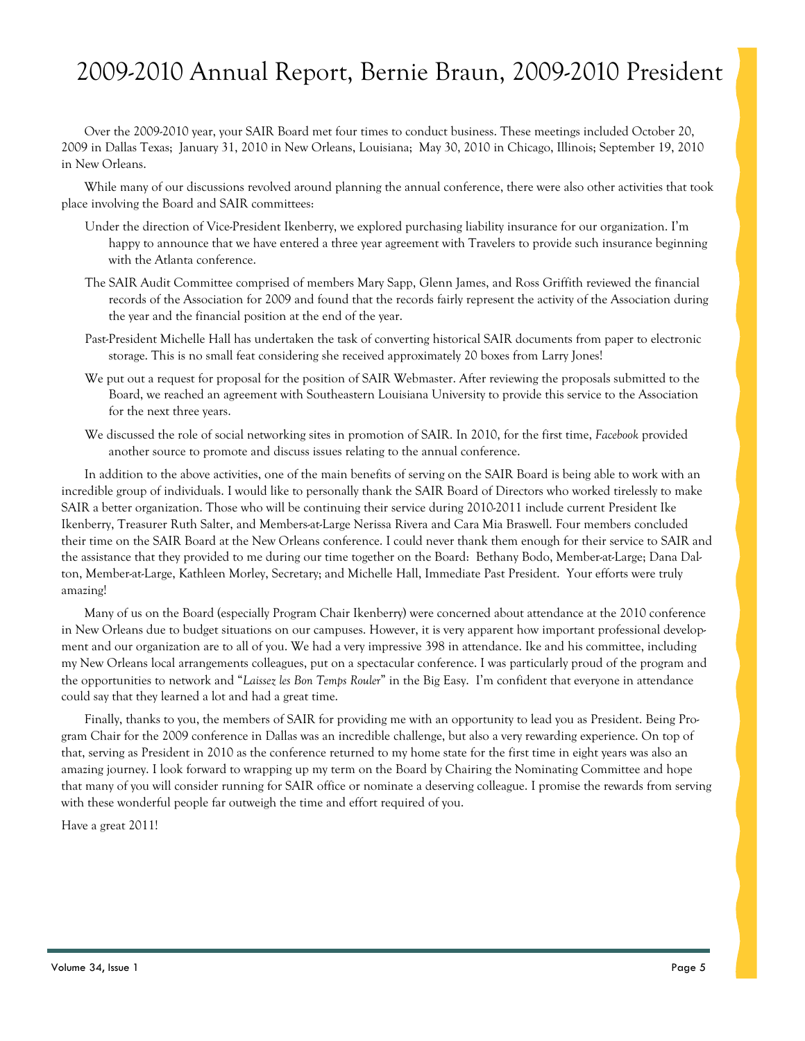# 2009-2010 Annual Report, Bernie Braun, 2009-2010 President

Over the 2009-2010 year, your SAIR Board met four times to conduct business. These meetings included October 20, 2009 in Dallas Texas; January 31, 2010 in New Orleans, Louisiana; May 30, 2010 in Chicago, Illinois; September 19, 2010 in New Orleans.

While many of our discussions revolved around planning the annual conference, there were also other activities that took place involving the Board and SAIR committees:

Under the direction of Vice-President Ikenberry, we explored purchasing liability insurance for our organization. I'm happy to announce that we have entered a three year agreement with Travelers to provide such insurance beginning with the Atlanta conference.

The SAIR Audit Committee comprised of members Mary Sapp, Glenn James, and Ross Griffith reviewed the financial records of the Association for 2009 and found that the records fairly represent the activity of the Association during the year and the financial position at the end of the year.

Past-President Michelle Hall has undertaken the task of converting historical SAIR documents from paper to electronic storage. This is no small feat considering she received approximately 20 boxes from Larry Jones!

We put out a request for proposal for the position of SAIR Webmaster. After reviewing the proposals submitted to the Board, we reached an agreement with Southeastern Louisiana University to provide this service to the Association for the next three years.

We discussed the role of social networking sites in promotion of SAIR. In 2010, for the first time, *Facebook* provided another source to promote and discuss issues relating to the annual conference.

In addition to the above activities, one of the main benefits of serving on the SAIR Board is being able to work with an incredible group of individuals. I would like to personally thank the SAIR Board of Directors who worked tirelessly to make SAIR a better organization. Those who will be continuing their service during 2010-2011 include current President Ike Ikenberry, Treasurer Ruth Salter, and Members-at-Large Nerissa Rivera and Cara Mia Braswell. Four members concluded their time on the SAIR Board at the New Orleans conference. I could never thank them enough for their service to SAIR and the assistance that they provided to me during our time together on the Board: Bethany Bodo, Member-at-Large; Dana Dalton, Member-at-Large, Kathleen Morley, Secretary; and Michelle Hall, Immediate Past President. Your efforts were truly amazing!

Many of us on the Board (especially Program Chair Ikenberry) were concerned about attendance at the 2010 conference in New Orleans due to budget situations on our campuses. However, it is very apparent how important professional development and our organization are to all of you. We had a very impressive 398 in attendance. Ike and his committee, including my New Orleans local arrangements colleagues, put on a spectacular conference. I was particularly proud of the program and the opportunities to network and "*Laissez les Bon Temps Rouler*" in the Big Easy. I'm confident that everyone in attendance could say that they learned a lot and had a great time.

Finally, thanks to you, the members of SAIR for providing me with an opportunity to lead you as President. Being Program Chair for the 2009 conference in Dallas was an incredible challenge, but also a very rewarding experience. On top of that, serving as President in 2010 as the conference returned to my home state for the first time in eight years was also an amazing journey. I look forward to wrapping up my term on the Board by Chairing the Nominating Committee and hope that many of you will consider running for SAIR office or nominate a deserving colleague. I promise the rewards from serving with these wonderful people far outweigh the time and effort required of you.

Have a great 2011!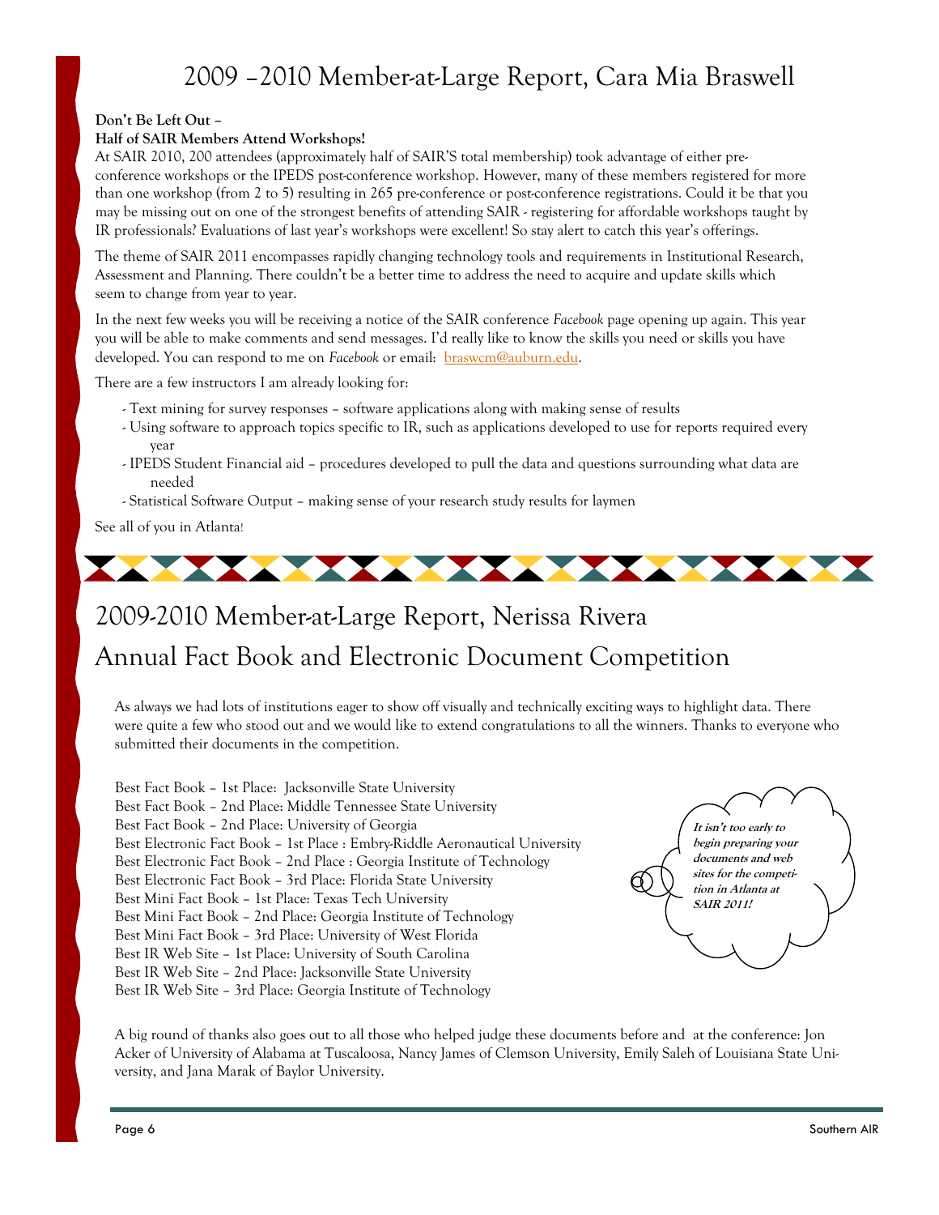# 2009 –2010 Member-at-Large Report, Cara Mia Braswell

**Don't Be Left Out –**
**Half of SAIR Members Attend Workshops!**

At SAIR 2010, 200 attendees (approximately half of SAIR'S total membership) took advantage of either pre-conference workshops or the IPEDS post-conference workshop. However, many of these members registered for more than one workshop (from 2 to 5) resulting in 265 pre-conference or post-conference registrations. Could it be that you may be missing out on one of the strongest benefits of attending SAIR - registering for affordable workshops taught by IR professionals? Evaluations of last year's workshops were excellent! So stay alert to catch this year's offerings.

The theme of SAIR 2011 encompasses rapidly changing technology tools and requirements in Institutional Research, Assessment and Planning. There couldn't be a better time to address the need to acquire and update skills which seem to change from year to year.

In the next few weeks you will be receiving a notice of the SAIR conference *Facebook* page opening up again. This year you will be able to make comments and send messages. I'd really like to know the skills you need or skills you have developed. You can respond to me on *Facebook* or email: braswcm@auburn.edu.

There are a few instructors I am already looking for:

- Text mining for survey responses – software applications along with making sense of results
- Using software to approach topics specific to IR, such as applications developed to use for reports required every year
- IPEDS Student Financial aid – procedures developed to pull the data and questions surrounding what data are needed
- Statistical Software Output – making sense of your research study results for laymen

See all of you in Atlanta!

# 2009-2010 Member-at-Large Report, Nerissa Rivera

## Annual Fact Book and Electronic Document Competition

As always we had lots of institutions eager to show off visually and technically exciting ways to highlight data. There were quite a few who stood out and we would like to extend congratulations to all the winners. Thanks to everyone who submitted their documents in the competition.

Best Fact Book – 1st Place: Jacksonville State University
Best Fact Book – 2nd Place: Middle Tennessee State University
Best Fact Book – 2nd Place: University of Georgia
Best Electronic Fact Book – 1st Place : Embry-Riddle Aeronautical University
Best Electronic Fact Book – 2nd Place : Georgia Institute of Technology
Best Electronic Fact Book – 3rd Place: Florida State University
Best Mini Fact Book – 1st Place: Texas Tech University
Best Mini Fact Book – 2nd Place: Georgia Institute of Technology
Best Mini Fact Book – 3rd Place: University of West Florida
Best IR Web Site – 1st Place: University of South Carolina
Best IR Web Site – 2nd Place: Jacksonville State University
Best IR Web Site – 3rd Place: Georgia Institute of Technology

***It isn't too early to begin preparing your documents and web sites for the competition in Atlanta at SAIR 2011!***

A big round of thanks also goes out to all those who helped judge these documents before and at the conference: Jon Acker of University of Alabama at Tuscaloosa, Nancy James of Clemson University, Emily Saleh of Louisiana State University, and Jana Marak of Baylor University.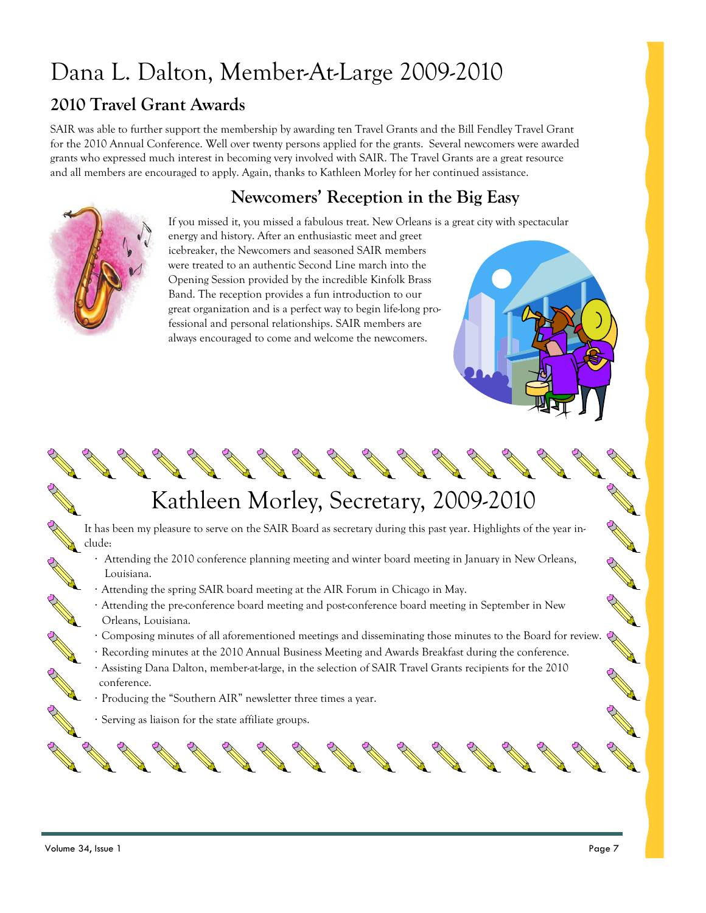# Dana L. Dalton, Member-At-Large 2009-2010

## 2010 Travel Grant Awards

SAIR was able to further support the membership by awarding ten Travel Grants and the Bill Fendley Travel Grant for the 2010 Annual Conference. Well over twenty persons applied for the grants. Several newcomers were awarded grants who expressed much interest in becoming very involved with SAIR. The Travel Grants are a great resource and all members are encouraged to apply. Again, thanks to Kathleen Morley for her continued assistance.

## Newcomers' Reception in the Big Easy

If you missed it, you missed a fabulous treat. New Orleans is a great city with spectacular energy and history. After an enthusiastic meet and greet icebreaker, the Newcomers and seasoned SAIR members were treated to an authentic Second Line march into the Opening Session provided by the incredible Kinfolk Brass Band. The reception provides a fun introduction to our great organization and is a perfect way to begin life-long professional and personal relationships. SAIR members are always encouraged to come and welcome the newcomers.

# Kathleen Morley, Secretary, 2009-2010

It has been my pleasure to serve on the SAIR Board as secretary during this past year. Highlights of the year include:

- Attending the 2010 conference planning meeting and winter board meeting in January in New Orleans, Louisiana.
- Attending the spring SAIR board meeting at the AIR Forum in Chicago in May.
- Attending the pre-conference board meeting and post-conference board meeting in September in New Orleans, Louisiana.
- Composing minutes of all aforementioned meetings and disseminating those minutes to the Board for review.
- Recording minutes at the 2010 Annual Business Meeting and Awards Breakfast during the conference.
- Assisting Dana Dalton, member-at-large, in the selection of SAIR Travel Grants recipients for the 2010 conference.
- Producing the "Southern AIR" newsletter three times a year.
- Serving as liaison for the state affiliate groups.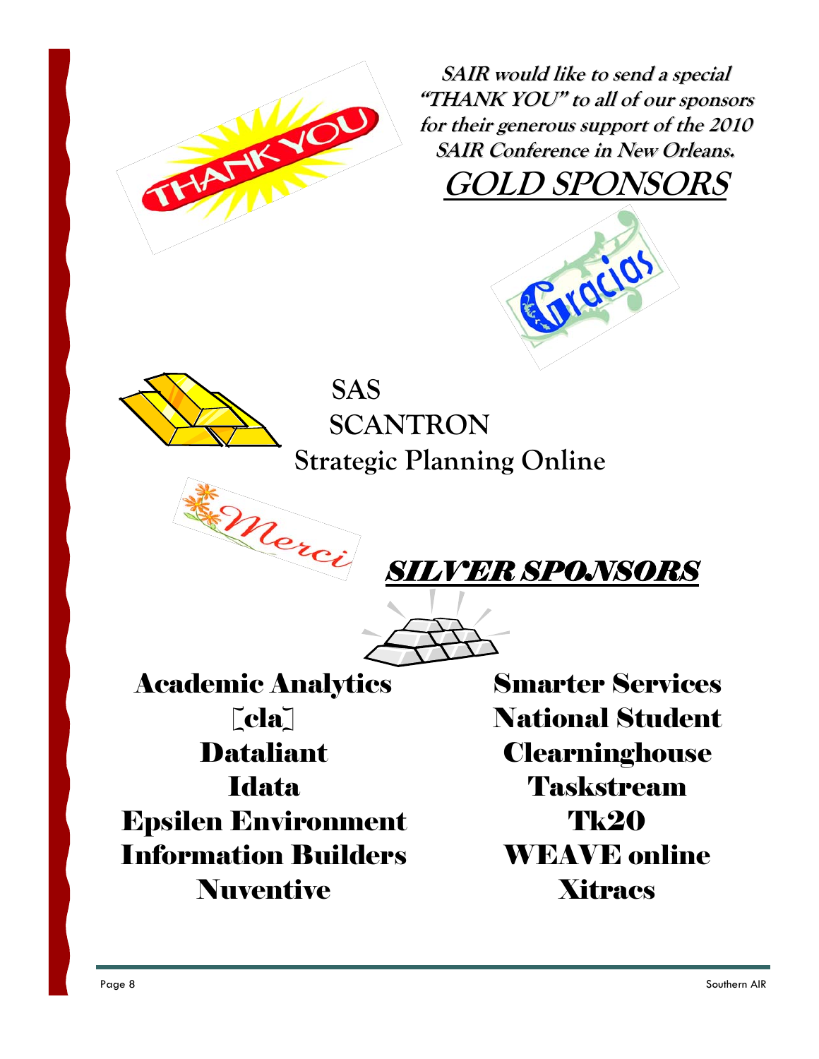***SAIR would like to send a special "THANK YOU" to all of our sponsors for their generous support of the 2010 SAIR Conference in New Orleans.***

## *GOLD SPONSORS*

SAS

SCANTRON

Strategic Planning Online

## ***SILVER SPONSORS***

**Academic Analytics**

**[cla]**

**Dataliant**

**Idata**

**Epsilen Environment**

**Information Builders**

**Nuventive**

**Smarter Services**

**National Student Clearninghouse**

**Taskstream**

**Tk20**

**WEAVE online**

**Xitracs**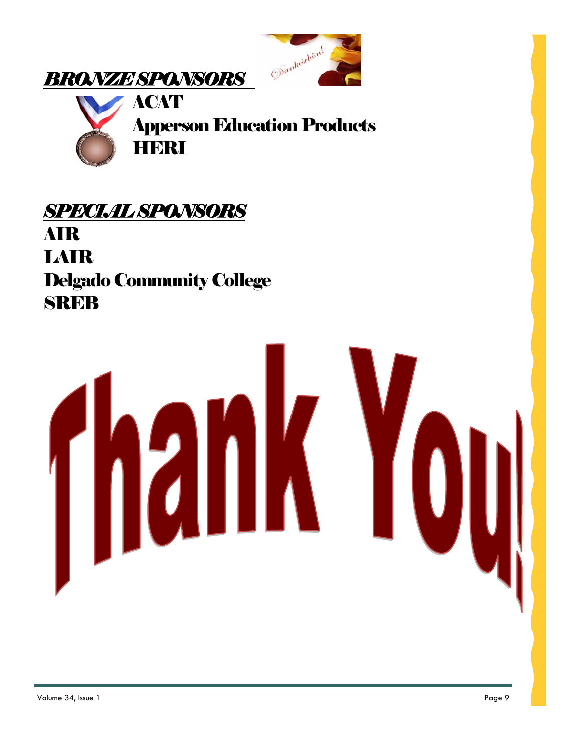## ***BRONZE SPONSORS***

**ACAT**
**Apperson Education Products**
**HERI**

## ***SPECIAL SPONSORS***

**AIR**
**LAIR**
**Delgado Community College**
**SREB**

# Thank You!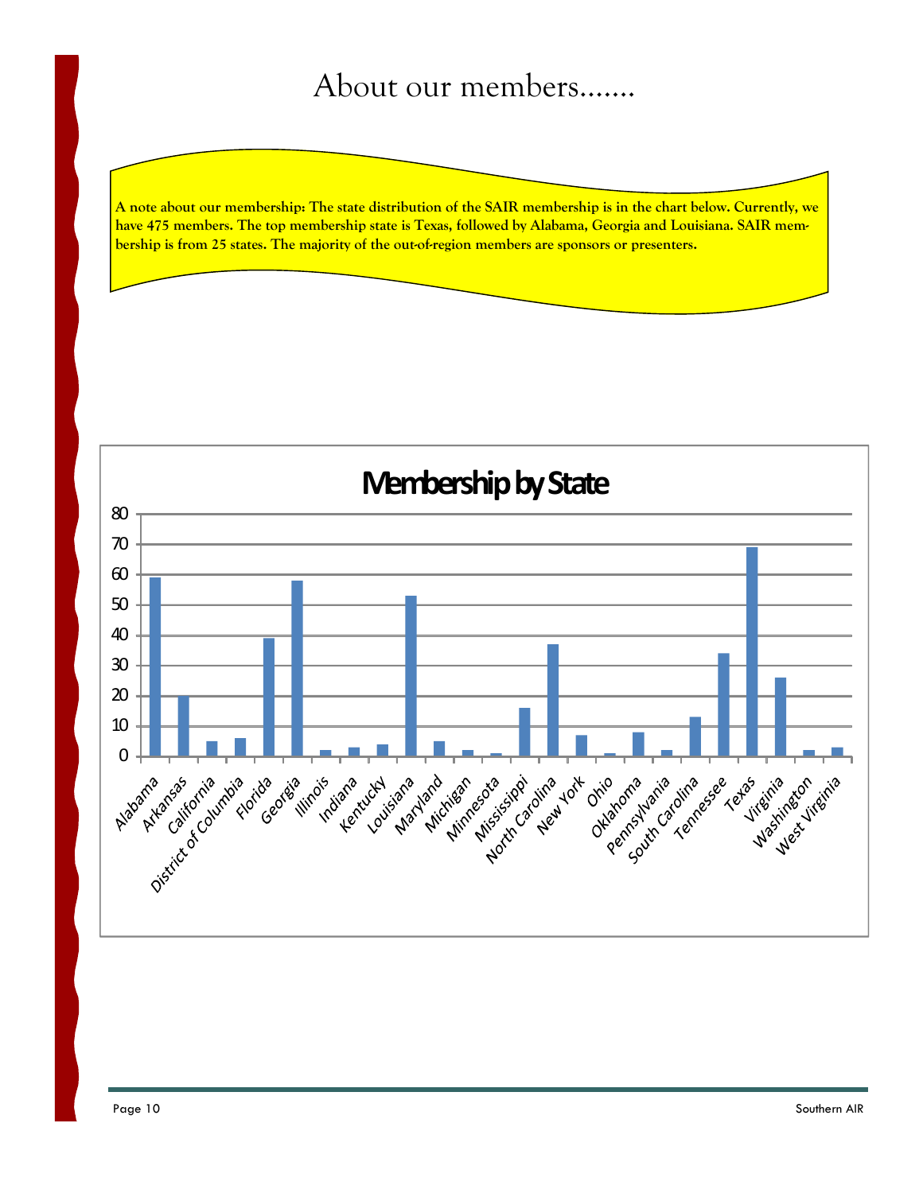# About our members.......

**A note about our membership: The state distribution of the SAIR membership is in the chart below. Currently, we have 475 members. The top membership state is Texas, followed by Alabama, Georgia and Louisiana. SAIR membership is from 25 states. The majority of the out-of-region members are sponsors or presenters.**

**Membership by State**

| State | Members |
|---|---|
| Alabama | 59 |
| Arkansas | 20 |
| California | 5 |
| District of Columbia | 6 |
| Florida | 39 |
| Georgia | 58 |
| Illinois | 2 |
| Indiana | 3 |
| Kentucky | 4 |
| Louisiana | 53 |
| Maryland | 5 |
| Michigan | 2 |
| Minnesota | 1 |
| Mississippi | 16 |
| North Carolina | 37 |
| New York | 7 |
| Ohio | 1 |
| Oklahoma | 8 |
| Pennsylvania | 2 |
| South Carolina | 13 |
| Tennessee | 34 |
| Texas | 69 |
| Virginia | 26 |
| Washington | 2 |
| West Virginia | 3 |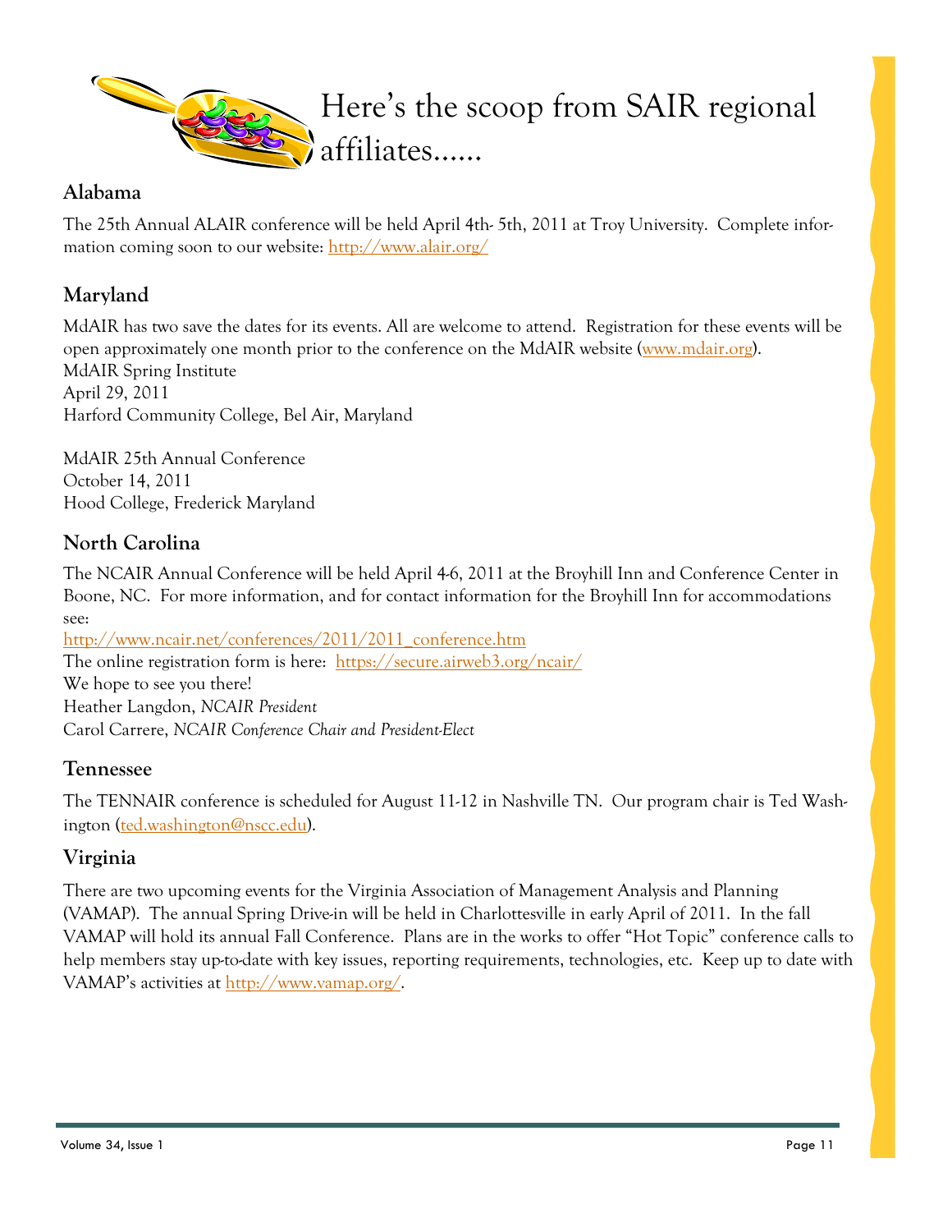# Here's the scoop from SAIR regional affiliates......

## Alabama

The 25th Annual ALAIR conference will be held April 4th- 5th, 2011 at Troy University. Complete information coming soon to our website: http://www.alair.org/

## Maryland

MdAIR has two save the dates for its events. All are welcome to attend. Registration for these events will be open approximately one month prior to the conference on the MdAIR website (www.mdair.org).
MdAIR Spring Institute
April 29, 2011
Harford Community College, Bel Air, Maryland

MdAIR 25th Annual Conference
October 14, 2011
Hood College, Frederick Maryland

## North Carolina

The NCAIR Annual Conference will be held April 4-6, 2011 at the Broyhill Inn and Conference Center in Boone, NC. For more information, and for contact information for the Broyhill Inn for accommodations see:
http://www.ncair.net/conferences/2011/2011_conference.htm
The online registration form is here: https://secure.airweb3.org/ncair/
We hope to see you there!
Heather Langdon, *NCAIR President*
Carol Carrere, *NCAIR Conference Chair and President-Elect*

## Tennessee

The TENNAIR conference is scheduled for August 11-12 in Nashville TN. Our program chair is Ted Washington (ted.washington@nscc.edu).

## Virginia

There are two upcoming events for the Virginia Association of Management Analysis and Planning (VAMAP). The annual Spring Drive-in will be held in Charlottesville in early April of 2011. In the fall VAMAP will hold its annual Fall Conference. Plans are in the works to offer "Hot Topic" conference calls to help members stay up-to-date with key issues, reporting requirements, technologies, etc. Keep up to date with VAMAP's activities at http://www.vamap.org/.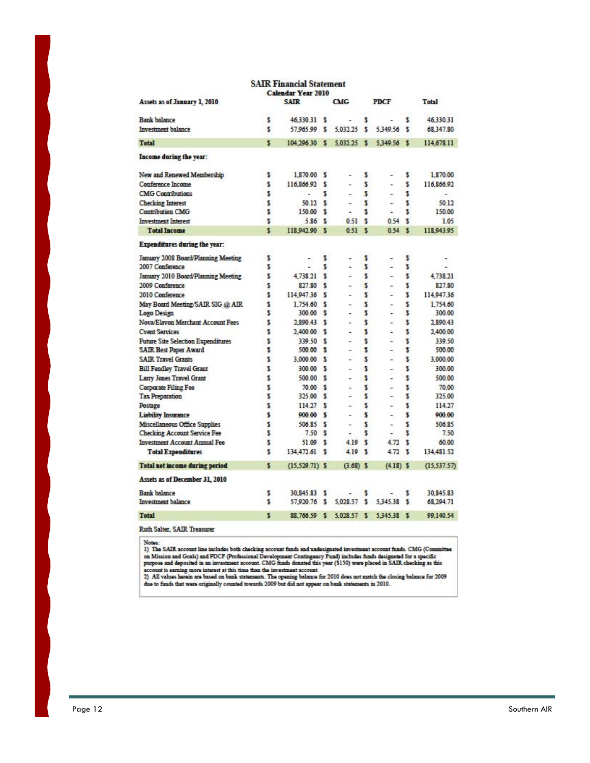## SAIR Financial Statement

### Calendar Year 2010

| Assets as of January 1, 2010 | SAIR | CMG | PDCF | Total |
|---|---|---|---|---|
| Bank balance | $ 46,330.31 | $ - | $ - | $ 46,330.31 |
| Investment balance | $ 57,965.99 | $ 5,032.25 | $ 5,349.56 | $ 68,347.80 |
| **Total** | $ 104,296.30 | $ 5,032.25 | $ 5,349.56 | $ 114,678.11 |
| **Income during the year:** | | | | |
| New and Renewed Membership | $ 1,870.00 | $ - | $ - | $ 1,870.00 |
| Conference Income | $ 116,866.92 | $ - | $ - | $ 116,866.92 |
| CMG Contributions | $ - | $ - | $ - | $ - |
| Checking Interest | $ 50.12 | $ - | $ - | $ 50.12 |
| Contribution CMG | $ 150.00 | $ - | $ - | $ 150.00 |
| Investment Interest | $ 5.86 | $ 0.51 | $ 0.54 | $ 1.05 |
| **Total Income** | $ 118,942.90 | $ 0.51 | $ 0.54 | $ 118,943.95 |
| **Expenditures during the year:** | | | | |
| January 2008 Board/Planning Meeting | $ - | $ - | $ - | $ - |
| 2007 Conference | $ - | $ - | $ - | $ - |
| January 2010 Board/Planning Meeting | $ 4,738.21 | $ - | $ - | $ 4,738.21 |
| 2009 Conference | $ 827.80 | $ - | $ - | $ 827.80 |
| 2010 Conference | $ 114,947.36 | $ - | $ - | $ 114,947.36 |
| May Board Meeting/SAIR SIG @ AIR | $ 1,754.60 | $ - | $ - | $ 1,754.60 |
| Logo Design | $ 300.00 | $ - | $ - | $ 300.00 |
| Nova/Elavon Merchant Account Fees | $ 2,890.43 | $ - | $ - | $ 2,890.43 |
| Cvent Services | $ 2,400.00 | $ - | $ - | $ 2,400.00 |
| Future Site Selection Expenditures | $ 339.50 | $ - | $ - | $ 339.50 |
| SAIR Best Paper Award | $ 500.00 | $ - | $ - | $ 500.00 |
| SAIR Travel Grants | $ 3,000.00 | $ - | $ - | $ 3,000.00 |
| Bill Fendley Travel Grant | $ 300.00 | $ - | $ - | $ 300.00 |
| Larry Jones Travel Grant | $ 500.00 | $ - | $ - | $ 500.00 |
| Corporate Filing Fee | $ 70.00 | $ - | $ - | $ 70.00 |
| Tax Preparation | $ 325.00 | $ - | $ - | $ 325.00 |
| Postage | $ 114.27 | $ - | $ - | $ 114.27 |
| Liability Insurance | $ 900.00 | $ - | $ - | $ 900.00 |
| Miscellaneous Office Supplies | $ 506.85 | $ - | $ - | $ 506.85 |
| Checking Account Service Fee | $ 7.50 | $ - | $ - | $ 7.50 |
| Investment Account Annual Fee | $ 51.09 | $ 4.19 | $ 4.72 | $ 60.00 |
| **Total Expenditures** | $ 134,472.61 | $ 4.19 | $ 4.72 | $ 134,481.52 |
| **Total net income during period** | $ (15,529.71) | $ (3.68) | $ (4.18) | $ (15,537.57) |
| **Assets as of December 31, 2010** | | | | |
| Bank balance | $ 30,845.83 | $ - | $ - | $ 30,845.83 |
| Investment balance | $ 57,920.76 | $ 5,028.57 | $ 5,345.38 | $ 68,294.71 |
| **Total** | $ 88,766.59 | $ 5,028.57 | $ 5,345.38 | $ 99,140.54 |

Ruth Salter, SAIR Treasurer

Notes:
1) The SAIR account line includes both checking account funds and undesignated investment account funds. CMG (Committee on Mission and Goals) and PDCF (Professional Development Contingency Fund) includes funds designated for a specific purpose and deposited in an investment account. CMG funds donated this year ($150) were placed in SAIR checking as this account is earning more interest at this time than the investment account.
2) All values herein are based on bank statements. The opening balance for 2010 does not match the closing balance for 2009 due to funds that were originally counted towards 2009 but did not appear on bank statements in 2010.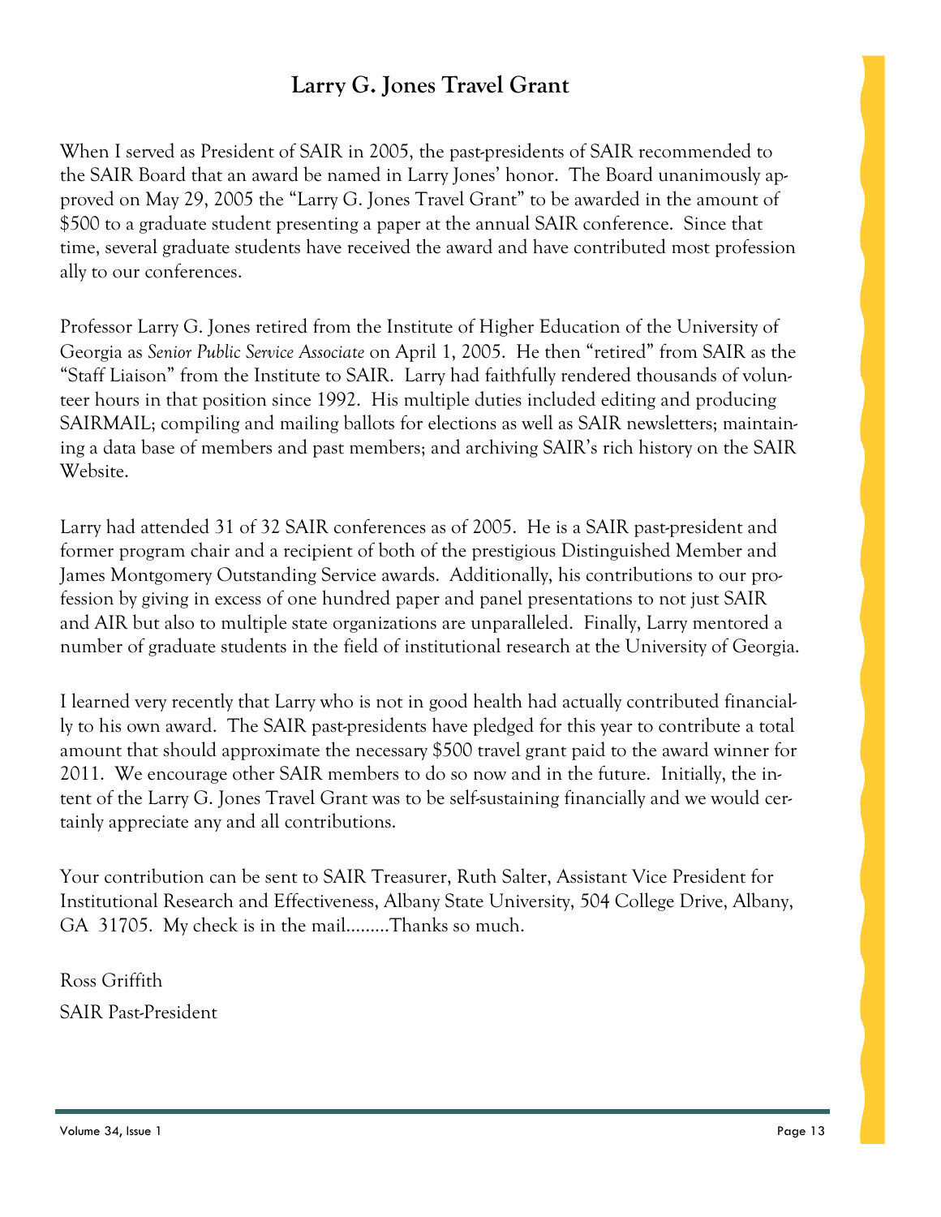## Larry G. Jones Travel Grant

When I served as President of SAIR in 2005, the past-presidents of SAIR recommended to the SAIR Board that an award be named in Larry Jones' honor. The Board unanimously approved on May 29, 2005 the "Larry G. Jones Travel Grant" to be awarded in the amount of $500 to a graduate student presenting a paper at the annual SAIR conference. Since that time, several graduate students have received the award and have contributed most professionally to our conferences.

Professor Larry G. Jones retired from the Institute of Higher Education of the University of Georgia as *Senior Public Service Associate* on April 1, 2005. He then "retired" from SAIR as the "Staff Liaison" from the Institute to SAIR. Larry had faithfully rendered thousands of volunteer hours in that position since 1992. His multiple duties included editing and producing SAIRMAIL; compiling and mailing ballots for elections as well as SAIR newsletters; maintaining a data base of members and past members; and archiving SAIR's rich history on the SAIR Website.

Larry had attended 31 of 32 SAIR conferences as of 2005. He is a SAIR past-president and former program chair and a recipient of both of the prestigious Distinguished Member and James Montgomery Outstanding Service awards. Additionally, his contributions to our profession by giving in excess of one hundred paper and panel presentations to not just SAIR and AIR but also to multiple state organizations are unparalleled. Finally, Larry mentored a number of graduate students in the field of institutional research at the University of Georgia.

I learned very recently that Larry who is not in good health had actually contributed financially to his own award. The SAIR past-presidents have pledged for this year to contribute a total amount that should approximate the necessary $500 travel grant paid to the award winner for 2011. We encourage other SAIR members to do so now and in the future. Initially, the intent of the Larry G. Jones Travel Grant was to be self-sustaining financially and we would certainly appreciate any and all contributions.

Your contribution can be sent to SAIR Treasurer, Ruth Salter, Assistant Vice President for Institutional Research and Effectiveness, Albany State University, 504 College Drive, Albany, GA 31705. My check is in the mail.........Thanks so much.

Ross Griffith

SAIR Past-President